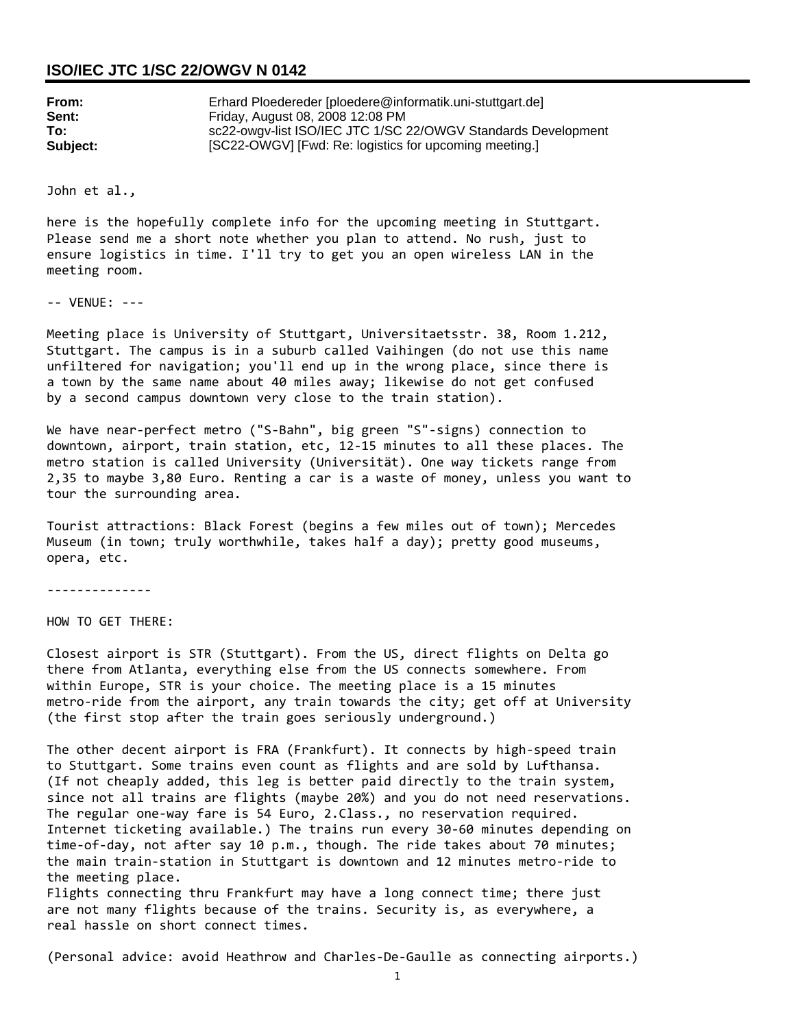## ISO/IEC JTC 1/SC 22/OWGV N 0142

**From:** Erhard Ploedereder [ploedere@informatik.uni-stuttgart.de]
**Sent:** Friday, August 08, 2008 12:08 PM
**To:** sc22-owgv-list ISO/IEC JTC 1/SC 22/OWGV Standards Development
**Subject:** [SC22-OWGV] [Fwd: Re: logistics for upcoming meeting.]

John et al.,

here is the hopefully complete info for the upcoming meeting in Stuttgart. Please send me a short note whether you plan to attend. No rush, just to ensure logistics in time. I'll try to get you an open wireless LAN in the meeting room.

-- VENUE: ---

Meeting place is University of Stuttgart, Universitaetsstr. 38, Room 1.212, Stuttgart. The campus is in a suburb called Vaihingen (do not use this name unfiltered for navigation; you'll end up in the wrong place, since there is a town by the same name about 40 miles away; likewise do not get confused by a second campus downtown very close to the train station).

We have near-perfect metro ("S-Bahn", big green "S"-signs) connection to downtown, airport, train station, etc, 12-15 minutes to all these places. The metro station is called University (Universität). One way tickets range from 2,35 to maybe 3,80 Euro. Renting a car is a waste of money, unless you want to tour the surrounding area.

Tourist attractions: Black Forest (begins a few miles out of town); Mercedes Museum (in town; truly worthwhile, takes half a day); pretty good museums, opera, etc.

--------------

HOW TO GET THERE:

Closest airport is STR (Stuttgart). From the US, direct flights on Delta go there from Atlanta, everything else from the US connects somewhere. From within Europe, STR is your choice. The meeting place is a 15 minutes metro-ride from the airport, any train towards the city; get off at University (the first stop after the train goes seriously underground.)

The other decent airport is FRA (Frankfurt). It connects by high-speed train to Stuttgart. Some trains even count as flights and are sold by Lufthansa. (If not cheaply added, this leg is better paid directly to the train system, since not all trains are flights (maybe 20%) and you do not need reservations. The regular one-way fare is 54 Euro, 2.Class., no reservation required. Internet ticketing available.) The trains run every 30-60 minutes depending on time-of-day, not after say 10 p.m., though. The ride takes about 70 minutes; the main train-station in Stuttgart is downtown and 12 minutes metro-ride to the meeting place.
Flights connecting thru Frankfurt may have a long connect time; there just are not many flights because of the trains. Security is, as everywhere, a real hassle on short connect times.

(Personal advice: avoid Heathrow and Charles-De-Gaulle as connecting airports.)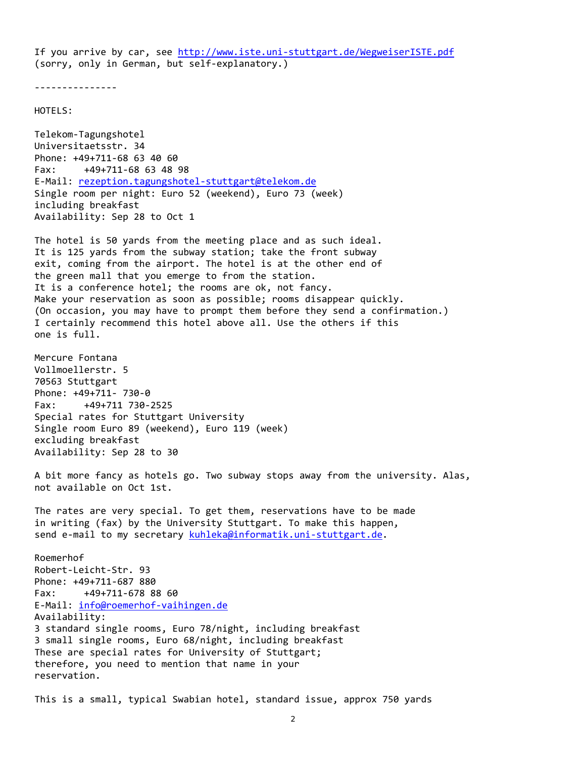If you arrive by car, see http://www.iste.uni-stuttgart.de/WegweiserISTE.pdf
(sorry, only in German, but self-explanatory.)

---------------

HOTELS:

Telekom-Tagungshotel
Universitaetsstr. 34
Phone: +49+711-68 63 40 60
Fax: +49+711-68 63 48 98
E-Mail: rezeption.tagungshotel-stuttgart@telekom.de
Single room per night: Euro 52 (weekend), Euro 73 (week)
including breakfast
Availability: Sep 28 to Oct 1

The hotel is 50 yards from the meeting place and as such ideal.
It is 125 yards from the subway station; take the front subway
exit, coming from the airport. The hotel is at the other end of
the green mall that you emerge to from the station.
It is a conference hotel; the rooms are ok, not fancy.
Make your reservation as soon as possible; rooms disappear quickly.
(On occasion, you may have to prompt them before they send a confirmation.)
I certainly recommend this hotel above all. Use the others if this
one is full.

Mercure Fontana
Vollmoellerstr. 5
70563 Stuttgart
Phone: +49+711- 730-0
Fax: +49+711 730-2525
Special rates for Stuttgart University
Single room Euro 89 (weekend), Euro 119 (week)
excluding breakfast
Availability: Sep 28 to 30

A bit more fancy as hotels go. Two subway stops away from the university. Alas,
not available on Oct 1st.

The rates are very special. To get them, reservations have to be made
in writing (fax) by the University Stuttgart. To make this happen,
send e-mail to my secretary kuhleka@informatik.uni-stuttgart.de.

Roemerhof
Robert-Leicht-Str. 93
Phone: +49+711-687 880
Fax: +49+711-678 88 60
E-Mail: info@roemerhof-vaihingen.de
Availability:
3 standard single rooms, Euro 78/night, including breakfast
3 small single rooms, Euro 68/night, including breakfast
These are special rates for University of Stuttgart;
therefore, you need to mention that name in your
reservation.

This is a small, typical Swabian hotel, standard issue, approx 750 yards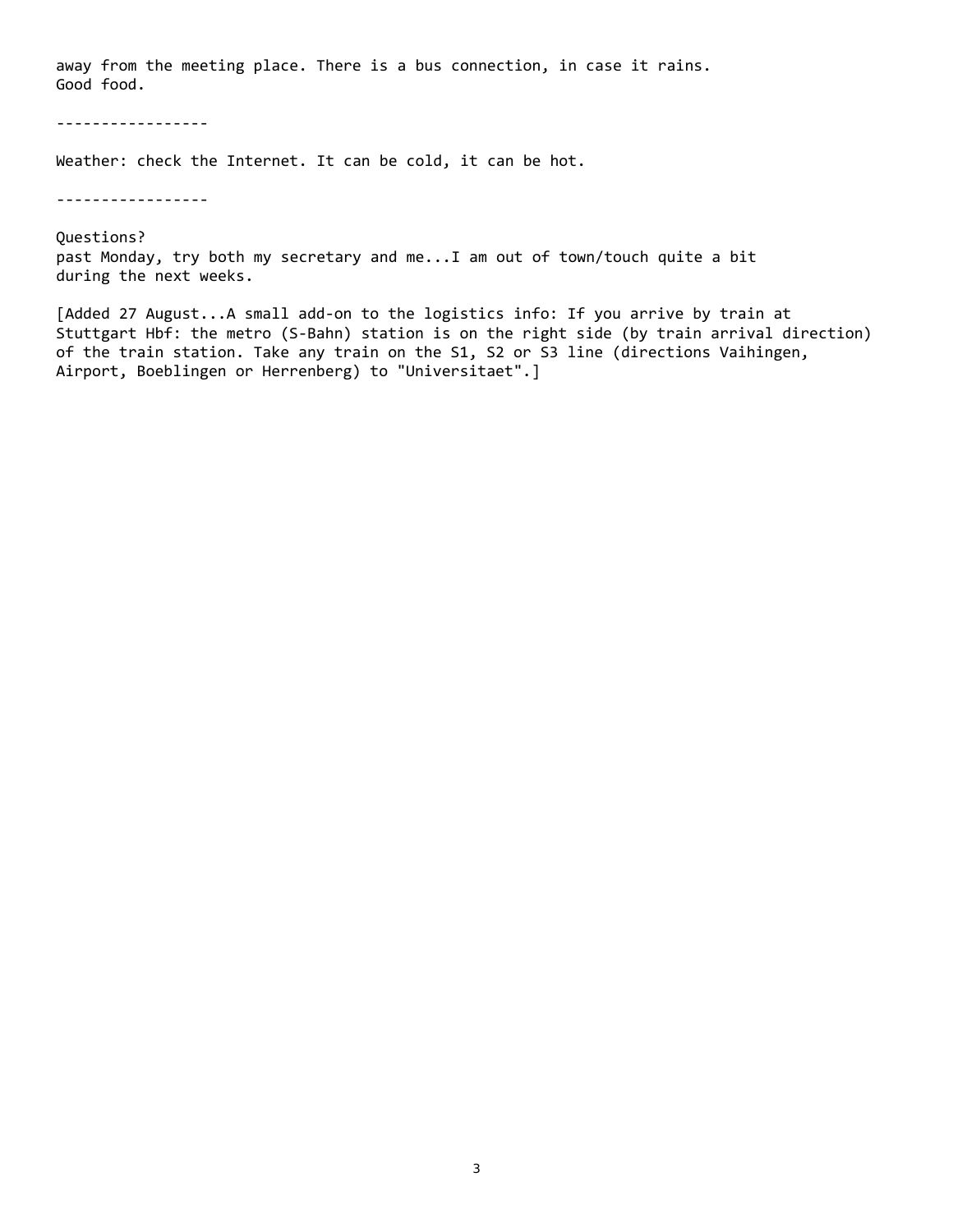away from the meeting place. There is a bus connection, in case it rains.
Good food.

-----------------

Weather: check the Internet. It can be cold, it can be hot.

-----------------

Questions?
past Monday, try both my secretary and me...I am out of town/touch quite a bit
during the next weeks.

[Added 27 August...A small add-on to the logistics info: If you arrive by train at
Stuttgart Hbf: the metro (S-Bahn) station is on the right side (by train arrival direction)
of the train station. Take any train on the S1, S2 or S3 line (directions Vaihingen,
Airport, Boeblingen or Herrenberg) to "Universitaet".]